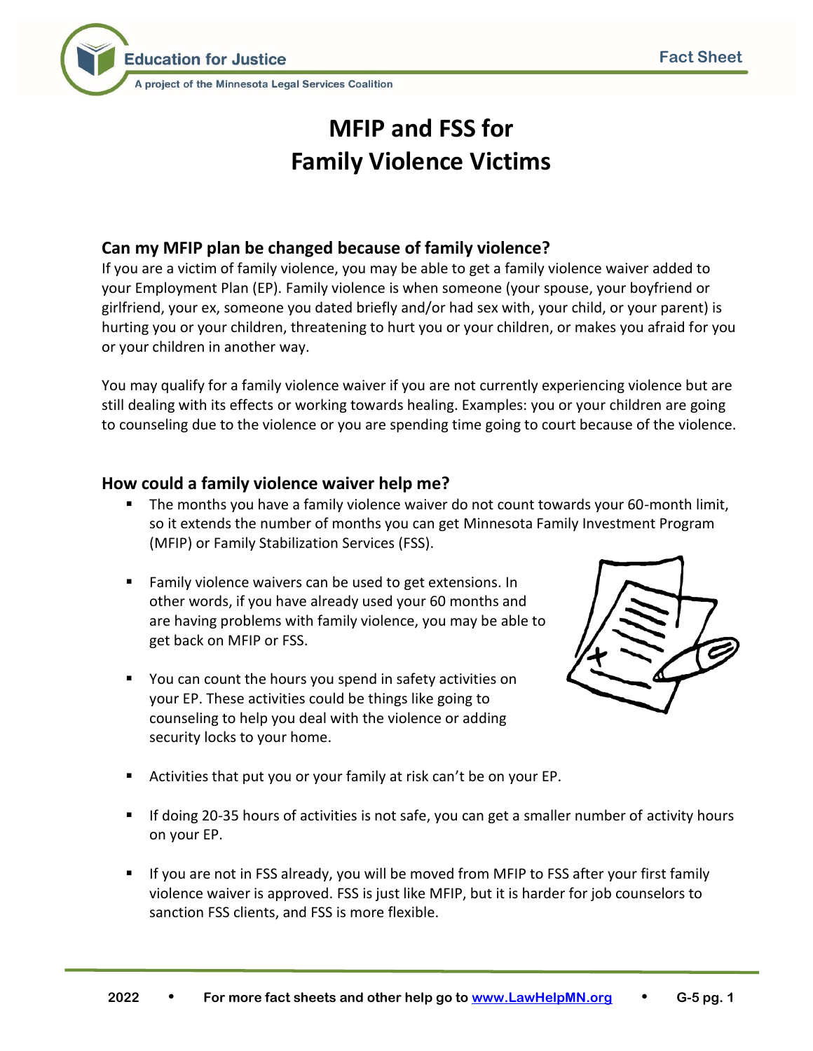# MFIP and FSS for Family Violence Victims

## Can my MFIP plan be changed because of family violence?

If you are a victim of family violence, you may be able to get a family violence waiver added to your Employment Plan (EP). Family violence is when someone (your spouse, your boyfriend or girlfriend, your ex, someone you dated briefly and/or had sex with, your child, or your parent) is hurting you or your children, threatening to hurt you or your children, or makes you afraid for you or your children in another way.

You may qualify for a family violence waiver if you are not currently experiencing violence but are still dealing with its effects or working towards healing. Examples: you or your children are going to counseling due to the violence or you are spending time going to court because of the violence.

## How could a family violence waiver help me?

- The months you have a family violence waiver do not count towards your 60-month limit, so it extends the number of months you can get Minnesota Family Investment Program (MFIP) or Family Stabilization Services (FSS).
- Family violence waivers can be used to get extensions. In other words, if you have already used your 60 months and are having problems with family violence, you may be able to get back on MFIP or FSS.
- You can count the hours you spend in safety activities on your EP. These activities could be things like going to counseling to help you deal with the violence or adding security locks to your home.
- Activities that put you or your family at risk can't be on your EP.
- If doing 20-35 hours of activities is not safe, you can get a smaller number of activity hours on your EP.
- If you are not in FSS already, you will be moved from MFIP to FSS after your first family violence waiver is approved. FSS is just like MFIP, but it is harder for job counselors to sanction FSS clients, and FSS is more flexible.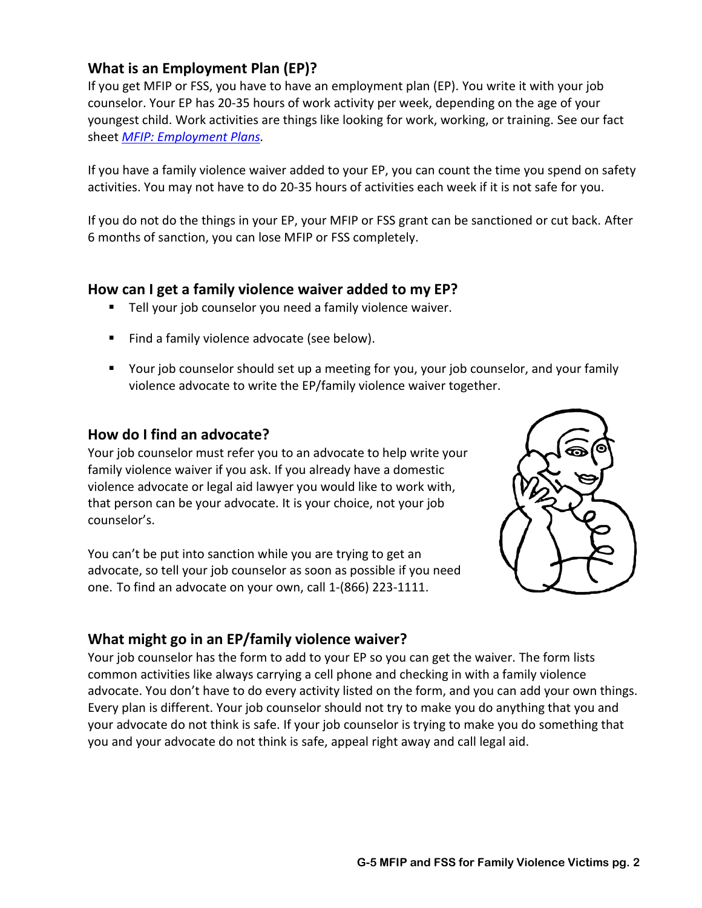## What is an Employment Plan (EP)?

If you get MFIP or FSS, you have to have an employment plan (EP). You write it with your job counselor. Your EP has 20-35 hours of work activity per week, depending on the age of your youngest child. Work activities are things like looking for work, working, or training. See our fact sheet *MFIP: Employment Plans.*

If you have a family violence waiver added to your EP, you can count the time you spend on safety activities. You may not have to do 20-35 hours of activities each week if it is not safe for you.

If you do not do the things in your EP, your MFIP or FSS grant can be sanctioned or cut back. After 6 months of sanction, you can lose MFIP or FSS completely.

## How can I get a family violence waiver added to my EP?

- Tell your job counselor you need a family violence waiver.
- Find a family violence advocate (see below).
- Your job counselor should set up a meeting for you, your job counselor, and your family violence advocate to write the EP/family violence waiver together.

## How do I find an advocate?

Your job counselor must refer you to an advocate to help write your family violence waiver if you ask. If you already have a domestic violence advocate or legal aid lawyer you would like to work with, that person can be your advocate. It is your choice, not your job counselor's.

You can't be put into sanction while you are trying to get an advocate, so tell your job counselor as soon as possible if you need one. To find an advocate on your own, call 1-(866) 223-1111.

## What might go in an EP/family violence waiver?

Your job counselor has the form to add to your EP so you can get the waiver. The form lists common activities like always carrying a cell phone and checking in with a family violence advocate. You don't have to do every activity listed on the form, and you can add your own things. Every plan is different. Your job counselor should not try to make you do anything that you and your advocate do not think is safe. If your job counselor is trying to make you do something that you and your advocate do not think is safe, appeal right away and call legal aid.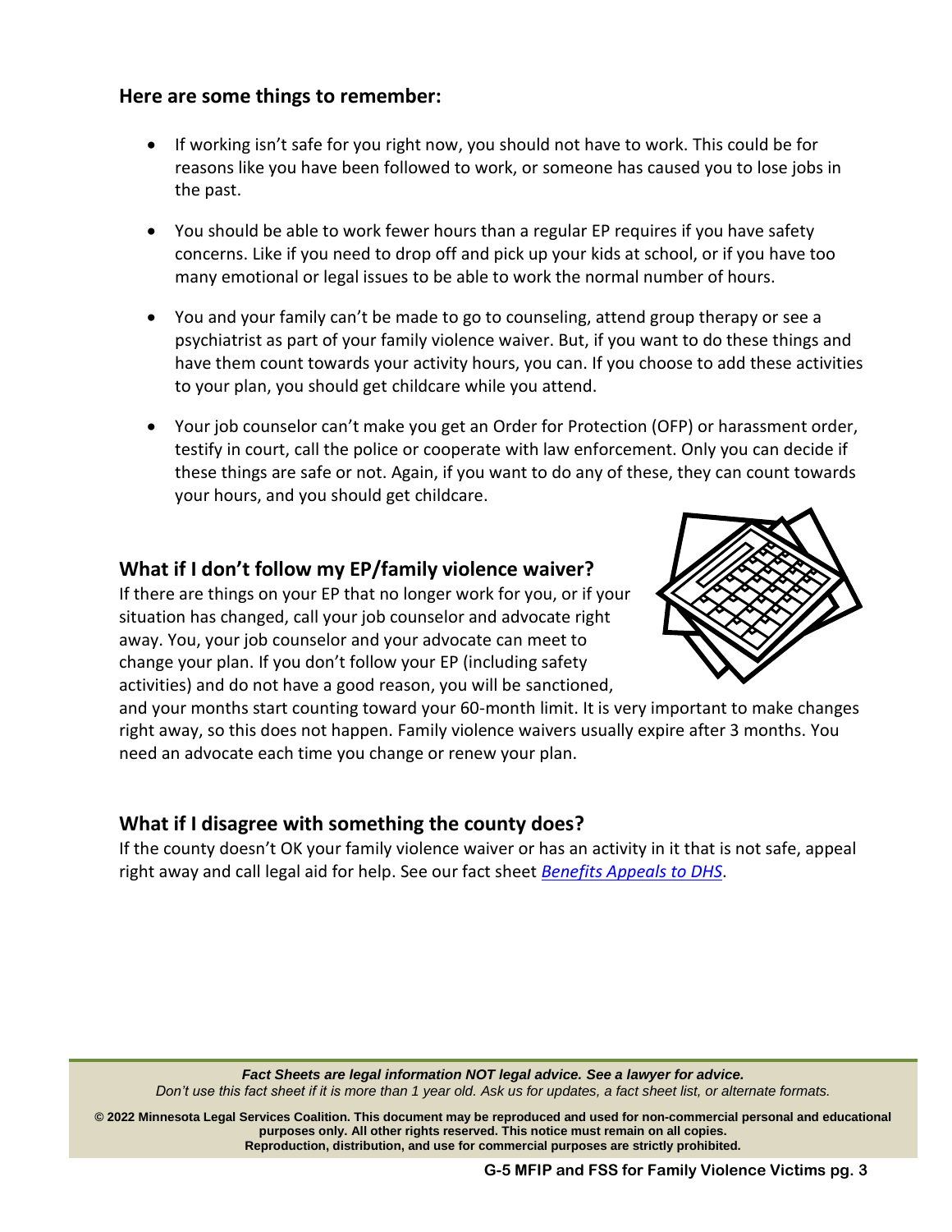### Here are some things to remember:

- If working isn't safe for you right now, you should not have to work. This could be for reasons like you have been followed to work, or someone has caused you to lose jobs in the past.
- You should be able to work fewer hours than a regular EP requires if you have safety concerns. Like if you need to drop off and pick up your kids at school, or if you have too many emotional or legal issues to be able to work the normal number of hours.
- You and your family can't be made to go to counseling, attend group therapy or see a psychiatrist as part of your family violence waiver. But, if you want to do these things and have them count towards your activity hours, you can. If you choose to add these activities to your plan, you should get childcare while you attend.
- Your job counselor can't make you get an Order for Protection (OFP) or harassment order, testify in court, call the police or cooperate with law enforcement. Only you can decide if these things are safe or not. Again, if you want to do any of these, they can count towards your hours, and you should get childcare.

## What if I don't follow my EP/family violence waiver?

If there are things on your EP that no longer work for you, or if your situation has changed, call your job counselor and advocate right away. You, your job counselor and your advocate can meet to change your plan. If you don't follow your EP (including safety activities) and do not have a good reason, you will be sanctioned, and your months start counting toward your 60-month limit. It is very important to make changes right away, so this does not happen. Family violence waivers usually expire after 3 months. You need an advocate each time you change or renew your plan.

## What if I disagree with something the county does?

If the county doesn't OK your family violence waiver or has an activity in it that is not safe, appeal right away and call legal aid for help. See our fact sheet *Benefits Appeals to DHS*.

***Fact Sheets are legal information NOT legal advice. See a lawyer for advice.***
*Don't use this fact sheet if it is more than 1 year old. Ask us for updates, a fact sheet list, or alternate formats.*

**© 2022 Minnesota Legal Services Coalition. This document may be reproduced and used for non-commercial personal and educational purposes only. All other rights reserved. This notice must remain on all copies. Reproduction, distribution, and use for commercial purposes are strictly prohibited.**